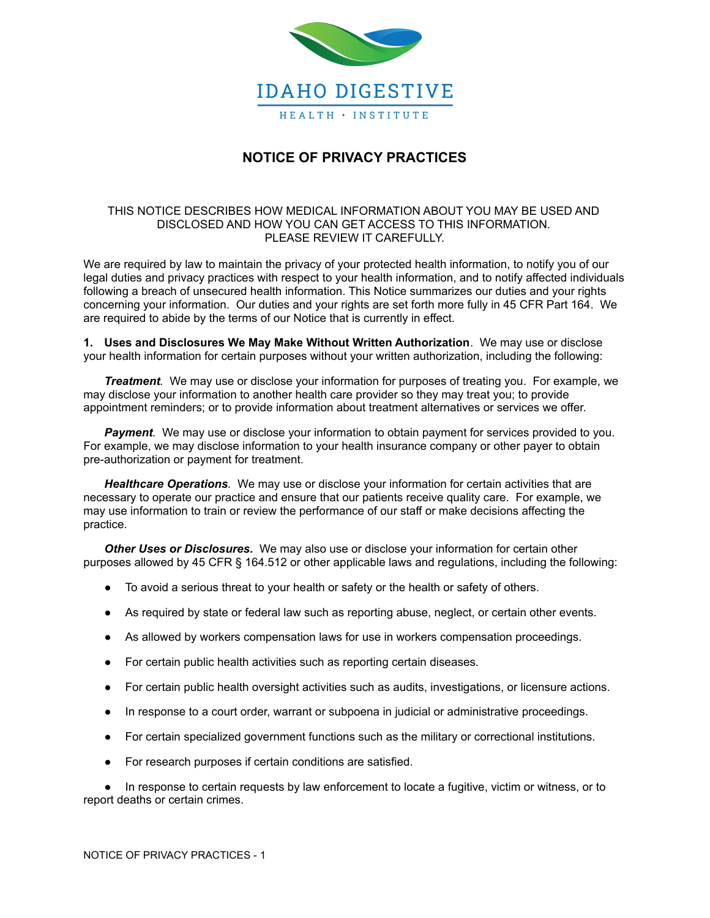IDAHO DIGESTIVE

HEALTH • INSTITUTE

# NOTICE OF PRIVACY PRACTICES

THIS NOTICE DESCRIBES HOW MEDICAL INFORMATION ABOUT YOU MAY BE USED AND DISCLOSED AND HOW YOU CAN GET ACCESS TO THIS INFORMATION. PLEASE REVIEW IT CAREFULLY.

We are required by law to maintain the privacy of your protected health information, to notify you of our legal duties and privacy practices with respect to your health information, and to notify affected individuals following a breach of unsecured health information. This Notice summarizes our duties and your rights concerning your information. Our duties and your rights are set forth more fully in 45 CFR Part 164. We are required to abide by the terms of our Notice that is currently in effect.

**1. Uses and Disclosures We May Make Without Written Authorization**. We may use or disclose your health information for certain purposes without your written authorization, including the following:

***Treatment***. We may use or disclose your information for purposes of treating you. For example, we may disclose your information to another health care provider so they may treat you; to provide appointment reminders; or to provide information about treatment alternatives or services we offer.

***Payment***. We may use or disclose your information to obtain payment for services provided to you. For example, we may disclose information to your health insurance company or other payer to obtain pre-authorization or payment for treatment.

***Healthcare Operations***. We may use or disclose your information for certain activities that are necessary to operate our practice and ensure that our patients receive quality care. For example, we may use information to train or review the performance of our staff or make decisions affecting the practice.

***Other Uses or Disclosures.*** We may also use or disclose your information for certain other purposes allowed by 45 CFR § 164.512 or other applicable laws and regulations, including the following:

- To avoid a serious threat to your health or safety or the health or safety of others.
- As required by state or federal law such as reporting abuse, neglect, or certain other events.
- As allowed by workers compensation laws for use in workers compensation proceedings.
- For certain public health activities such as reporting certain diseases.
- For certain public health oversight activities such as audits, investigations, or licensure actions.
- In response to a court order, warrant or subpoena in judicial or administrative proceedings.
- For certain specialized government functions such as the military or correctional institutions.
- For research purposes if certain conditions are satisfied.
- In response to certain requests by law enforcement to locate a fugitive, victim or witness, or to report deaths or certain crimes.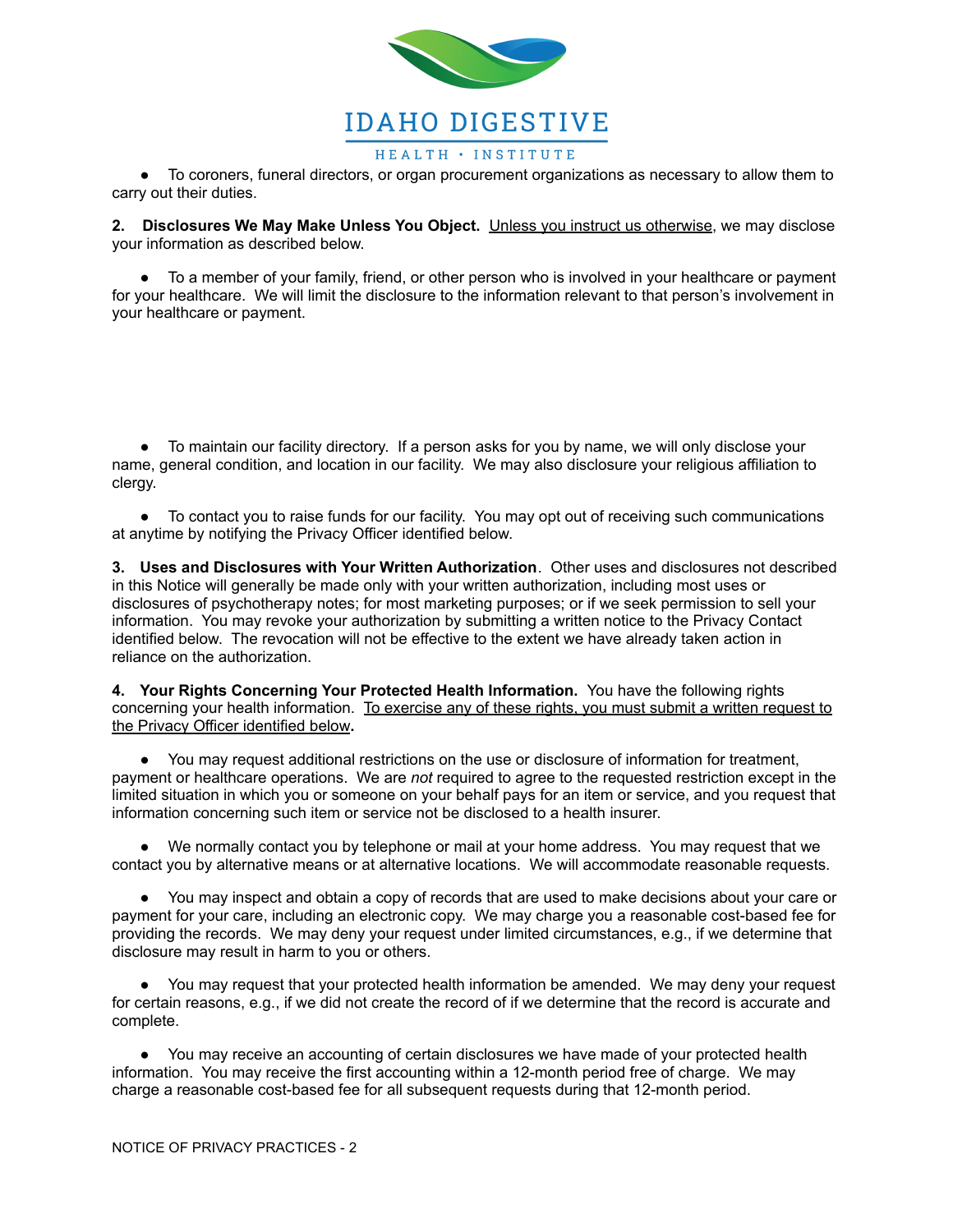- To coroners, funeral directors, or organ procurement organizations as necessary to allow them to carry out their duties.

**2. Disclosures We May Make Unless You Object.** Unless you instruct us otherwise, we may disclose your information as described below.

- To a member of your family, friend, or other person who is involved in your healthcare or payment for your healthcare. We will limit the disclosure to the information relevant to that person's involvement in your healthcare or payment.

- To maintain our facility directory. If a person asks for you by name, we will only disclose your name, general condition, and location in our facility. We may also disclosure your religious affiliation to clergy.

- To contact you to raise funds for our facility. You may opt out of receiving such communications at anytime by notifying the Privacy Officer identified below.

**3. Uses and Disclosures with Your Written Authorization**. Other uses and disclosures not described in this Notice will generally be made only with your written authorization, including most uses or disclosures of psychotherapy notes; for most marketing purposes; or if we seek permission to sell your information. You may revoke your authorization by submitting a written notice to the Privacy Contact identified below. The revocation will not be effective to the extent we have already taken action in reliance on the authorization.

**4. Your Rights Concerning Your Protected Health Information.** You have the following rights concerning your health information. To exercise any of these rights, you must submit a written request to the Privacy Officer identified below**.**

- You may request additional restrictions on the use or disclosure of information for treatment, payment or healthcare operations. We are *not* required to agree to the requested restriction except in the limited situation in which you or someone on your behalf pays for an item or service, and you request that information concerning such item or service not be disclosed to a health insurer.

- We normally contact you by telephone or mail at your home address. You may request that we contact you by alternative means or at alternative locations. We will accommodate reasonable requests.

- You may inspect and obtain a copy of records that are used to make decisions about your care or payment for your care, including an electronic copy. We may charge you a reasonable cost-based fee for providing the records. We may deny your request under limited circumstances, e.g., if we determine that disclosure may result in harm to you or others.

- You may request that your protected health information be amended. We may deny your request for certain reasons, e.g., if we did not create the record of if we determine that the record is accurate and complete.

- You may receive an accounting of certain disclosures we have made of your protected health information. You may receive the first accounting within a 12-month period free of charge. We may charge a reasonable cost-based fee for all subsequent requests during that 12-month period.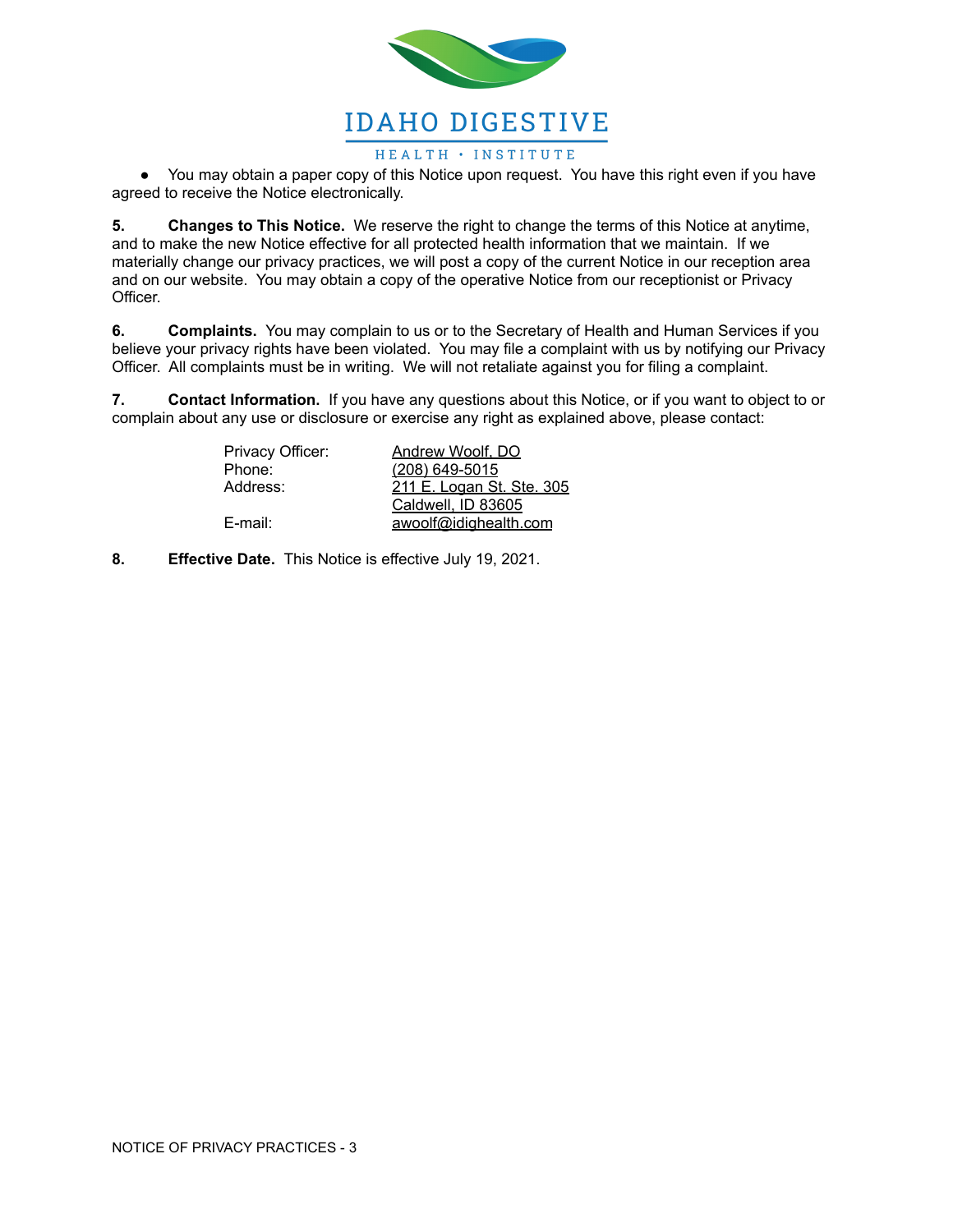- You may obtain a paper copy of this Notice upon request. You have this right even if you have agreed to receive the Notice electronically.

**5. Changes to This Notice.** We reserve the right to change the terms of this Notice at anytime, and to make the new Notice effective for all protected health information that we maintain. If we materially change our privacy practices, we will post a copy of the current Notice in our reception area and on our website. You may obtain a copy of the operative Notice from our receptionist or Privacy Officer.

**6. Complaints.** You may complain to us or to the Secretary of Health and Human Services if you believe your privacy rights have been violated. You may file a complaint with us by notifying our Privacy Officer. All complaints must be in writing. We will not retaliate against you for filing a complaint.

**7. Contact Information.** If you have any questions about this Notice, or if you want to object to or complain about any use or disclosure or exercise any right as explained above, please contact:

| | |
|---|---|
| Privacy Officer: | Andrew Woolf, DO |
| Phone: | (208) 649-5015 |
| Address: | 211 E. Logan St. Ste. 305<br>Caldwell, ID 83605 |
| E-mail: | awoolf@idighealth.com |

**8. Effective Date.** This Notice is effective July 19, 2021.